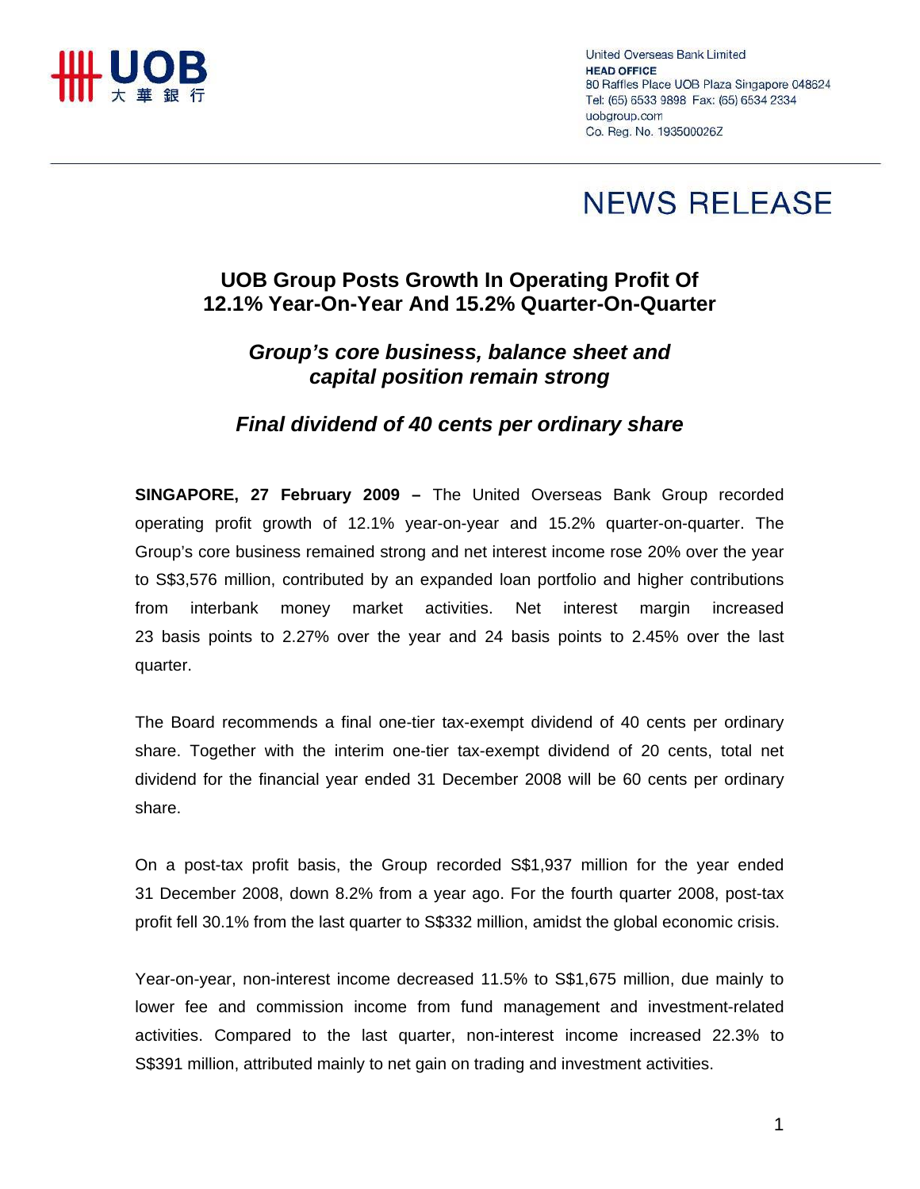United Overseas Bank Limited
**HEAD OFFICE**
80 Raffles Place UOB Plaza Singapore 048624
Tel: (65) 6533 9898 Fax: (65) 6534 2334
uobgroup.com
Co. Reg. No. 193500026Z

# NEWS RELEASE

## UOB Group Posts Growth In Operating Profit Of 12.1% Year-On-Year And 15.2% Quarter-On-Quarter

### *Group's core business, balance sheet and capital position remain strong*

### *Final dividend of 40 cents per ordinary share*

**SINGAPORE, 27 February 2009 –** The United Overseas Bank Group recorded operating profit growth of 12.1% year-on-year and 15.2% quarter-on-quarter. The Group's core business remained strong and net interest income rose 20% over the year to S$3,576 million, contributed by an expanded loan portfolio and higher contributions from interbank money market activities. Net interest margin increased 23 basis points to 2.27% over the year and 24 basis points to 2.45% over the last quarter.

The Board recommends a final one-tier tax-exempt dividend of 40 cents per ordinary share. Together with the interim one-tier tax-exempt dividend of 20 cents, total net dividend for the financial year ended 31 December 2008 will be 60 cents per ordinary share.

On a post-tax profit basis, the Group recorded S$1,937 million for the year ended 31 December 2008, down 8.2% from a year ago. For the fourth quarter 2008, post-tax profit fell 30.1% from the last quarter to S$332 million, amidst the global economic crisis.

Year-on-year, non-interest income decreased 11.5% to S$1,675 million, due mainly to lower fee and commission income from fund management and investment-related activities. Compared to the last quarter, non-interest income increased 22.3% to S$391 million, attributed mainly to net gain on trading and investment activities.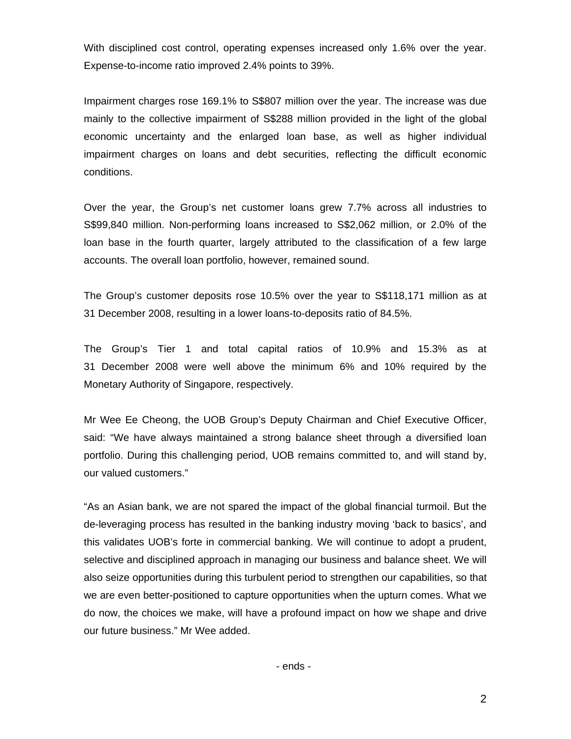With disciplined cost control, operating expenses increased only 1.6% over the year. Expense-to-income ratio improved 2.4% points to 39%.

Impairment charges rose 169.1% to S$807 million over the year. The increase was due mainly to the collective impairment of S$288 million provided in the light of the global economic uncertainty and the enlarged loan base, as well as higher individual impairment charges on loans and debt securities, reflecting the difficult economic conditions.

Over the year, the Group's net customer loans grew 7.7% across all industries to S$99,840 million. Non-performing loans increased to S$2,062 million, or 2.0% of the loan base in the fourth quarter, largely attributed to the classification of a few large accounts. The overall loan portfolio, however, remained sound.

The Group's customer deposits rose 10.5% over the year to S$118,171 million as at 31 December 2008, resulting in a lower loans-to-deposits ratio of 84.5%.

The Group's Tier 1 and total capital ratios of 10.9% and 15.3% as at 31 December 2008 were well above the minimum 6% and 10% required by the Monetary Authority of Singapore, respectively.

Mr Wee Ee Cheong, the UOB Group's Deputy Chairman and Chief Executive Officer, said: "We have always maintained a strong balance sheet through a diversified loan portfolio. During this challenging period, UOB remains committed to, and will stand by, our valued customers."

"As an Asian bank, we are not spared the impact of the global financial turmoil. But the de-leveraging process has resulted in the banking industry moving 'back to basics', and this validates UOB's forte in commercial banking. We will continue to adopt a prudent, selective and disciplined approach in managing our business and balance sheet. We will also seize opportunities during this turbulent period to strengthen our capabilities, so that we are even better-positioned to capture opportunities when the upturn comes. What we do now, the choices we make, will have a profound impact on how we shape and drive our future business." Mr Wee added.

- ends -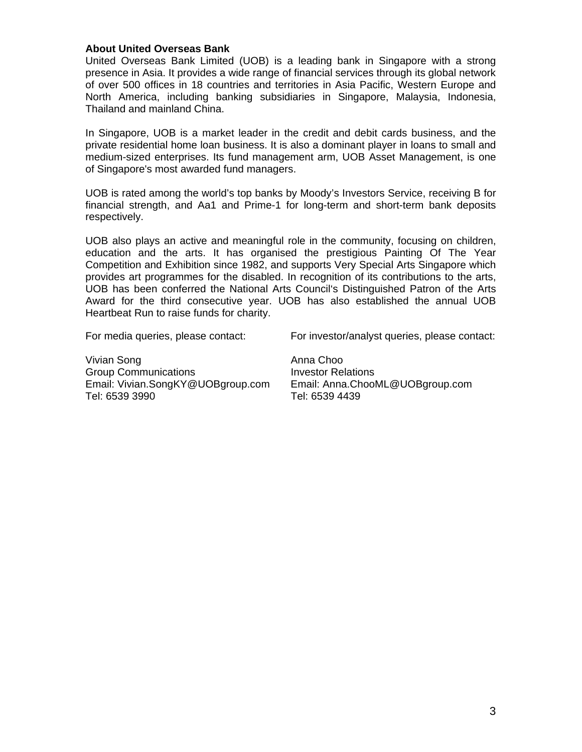**About United Overseas Bank**

United Overseas Bank Limited (UOB) is a leading bank in Singapore with a strong presence in Asia. It provides a wide range of financial services through its global network of over 500 offices in 18 countries and territories in Asia Pacific, Western Europe and North America, including banking subsidiaries in Singapore, Malaysia, Indonesia, Thailand and mainland China.

In Singapore, UOB is a market leader in the credit and debit cards business, and the private residential home loan business. It is also a dominant player in loans to small and medium-sized enterprises. Its fund management arm, UOB Asset Management, is one of Singapore's most awarded fund managers.

UOB is rated among the world's top banks by Moody's Investors Service, receiving B for financial strength, and Aa1 and Prime-1 for long-term and short-term bank deposits respectively.

UOB also plays an active and meaningful role in the community, focusing on children, education and the arts. It has organised the prestigious Painting Of The Year Competition and Exhibition since 1982, and supports Very Special Arts Singapore which provides art programmes for the disabled. In recognition of its contributions to the arts, UOB has been conferred the National Arts Council's Distinguished Patron of the Arts Award for the third consecutive year. UOB has also established the annual UOB Heartbeat Run to raise funds for charity.

For media queries, please contact:

Vivian Song
Group Communications
Email: Vivian.SongKY@UOBgroup.com
Tel: 6539 3990

For investor/analyst queries, please contact:

Anna Choo
Investor Relations
Email: Anna.ChooML@UOBgroup.com
Tel: 6539 4439